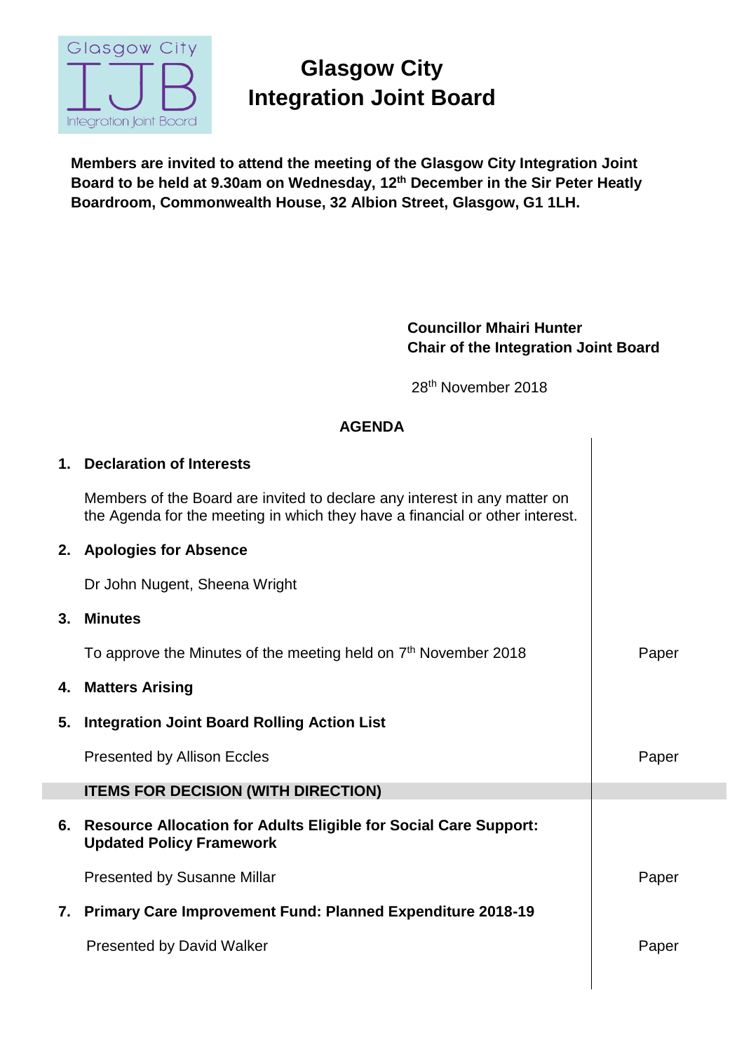# Glasgow City Integration Joint Board

**Members are invited to attend the meeting of the Glasgow City Integration Joint Board to be held at 9.30am on Wednesday, 12th December in the Sir Peter Heatly Boardroom, Commonwealth House, 32 Albion Street, Glasgow, G1 1LH.**

**Councillor Mhairi Hunter**
**Chair of the Integration Joint Board**

28th November 2018

## AGENDA

| | | |
|---|---|---|
| **1.** | **Declaration of Interests** | |
| | Members of the Board are invited to declare any interest in any matter on the Agenda for the meeting in which they have a financial or other interest. | |
| **2.** | **Apologies for Absence** | |
| | Dr John Nugent, Sheena Wright | |
| **3.** | **Minutes** | |
| | To approve the Minutes of the meeting held on 7th November 2018 | Paper |
| **4.** | **Matters Arising** | |
| **5.** | **Integration Joint Board Rolling Action List** | |
| | Presented by Allison Eccles | Paper |
| | **ITEMS FOR DECISION (WITH DIRECTION)** | |
| **6.** | **Resource Allocation for Adults Eligible for Social Care Support: Updated Policy Framework** | |
| | Presented by Susanne Millar | Paper |
| **7.** | **Primary Care Improvement Fund: Planned Expenditure 2018-19** | |
| | Presented by David Walker | Paper |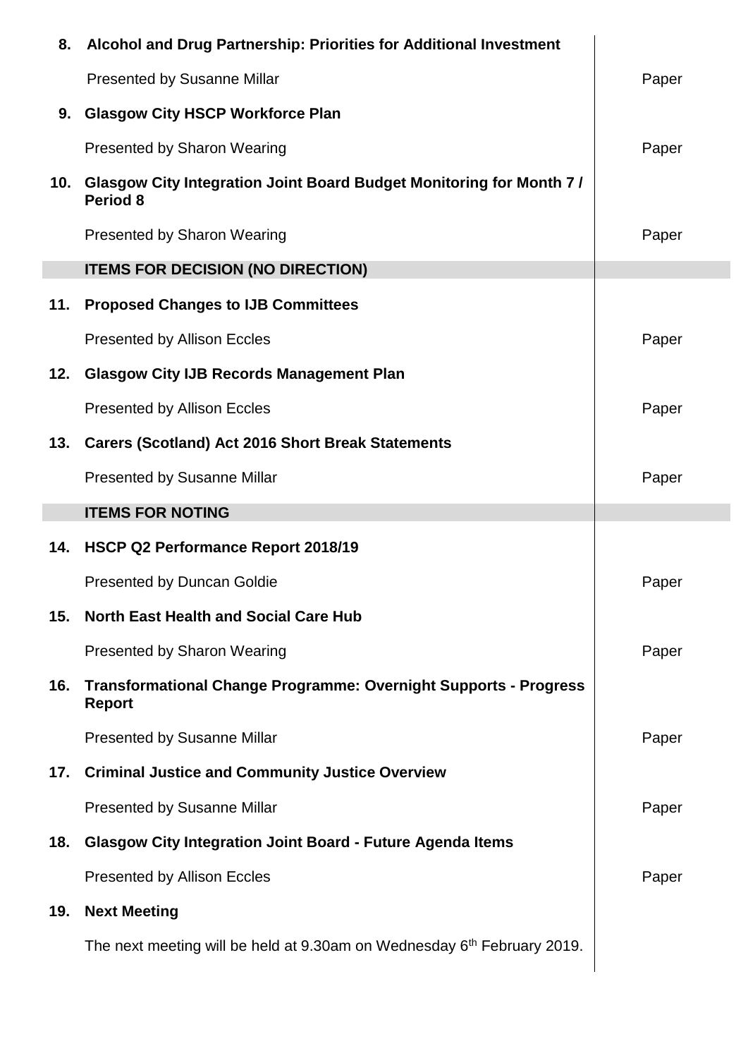| | | |
|---|---|---|
| **8.** | **Alcohol and Drug Partnership: Priorities for Additional Investment** | |
| | Presented by Susanne Millar | Paper |
| **9.** | **Glasgow City HSCP Workforce Plan** | |
| | Presented by Sharon Wearing | Paper |
| **10.** | **Glasgow City Integration Joint Board Budget Monitoring for Month 7 / Period 8** | |
| | Presented by Sharon Wearing | Paper |
| | **ITEMS FOR DECISION (NO DIRECTION)** | |
| **11.** | **Proposed Changes to IJB Committees** | |
| | Presented by Allison Eccles | Paper |
| **12.** | **Glasgow City IJB Records Management Plan** | |
| | Presented by Allison Eccles | Paper |
| **13.** | **Carers (Scotland) Act 2016 Short Break Statements** | |
| | Presented by Susanne Millar | Paper |
| | **ITEMS FOR NOTING** | |
| **14.** | **HSCP Q2 Performance Report 2018/19** | |
| | Presented by Duncan Goldie | Paper |
| **15.** | **North East Health and Social Care Hub** | |
| | Presented by Sharon Wearing | Paper |
| **16.** | **Transformational Change Programme: Overnight Supports - Progress Report** | |
| | Presented by Susanne Millar | Paper |
| **17.** | **Criminal Justice and Community Justice Overview** | |
| | Presented by Susanne Millar | Paper |
| **18.** | **Glasgow City Integration Joint Board - Future Agenda Items** | |
| | Presented by Allison Eccles | Paper |
| **19.** | **Next Meeting** | |
| | The next meeting will be held at 9.30am on Wednesday 6th February 2019. | |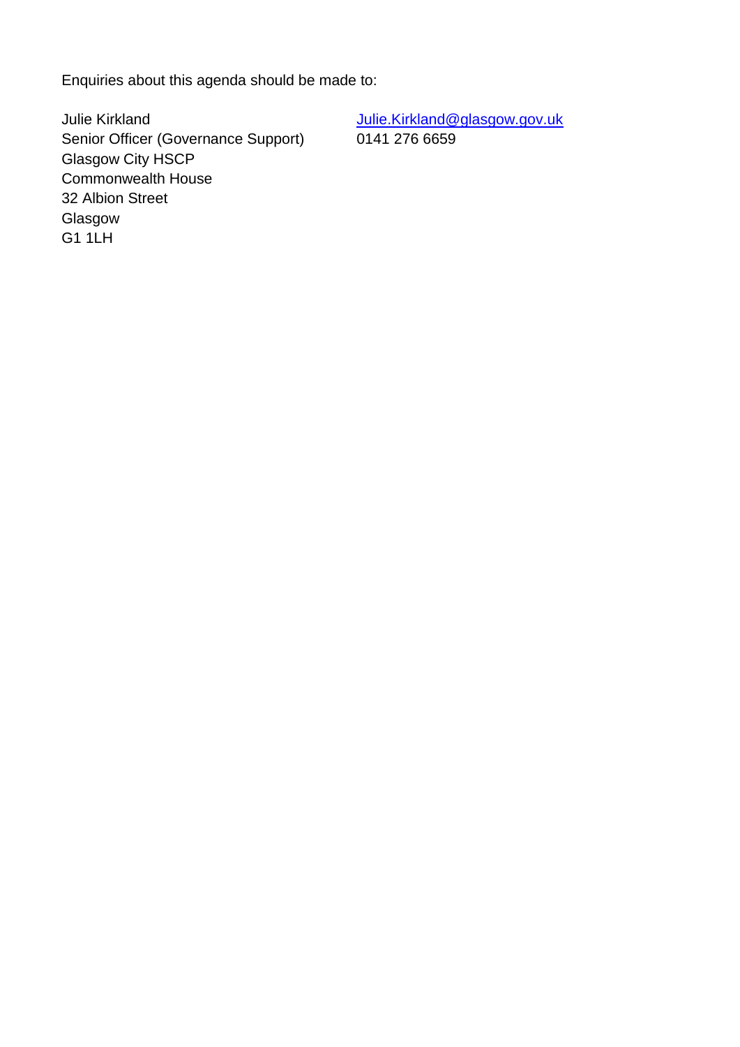Enquiries about this agenda should be made to:

Julie Kirkland
Senior Officer (Governance Support)
Glasgow City HSCP
Commonwealth House
32 Albion Street
Glasgow
G1 1LH

Julie.Kirkland@glasgow.gov.uk
0141 276 6659